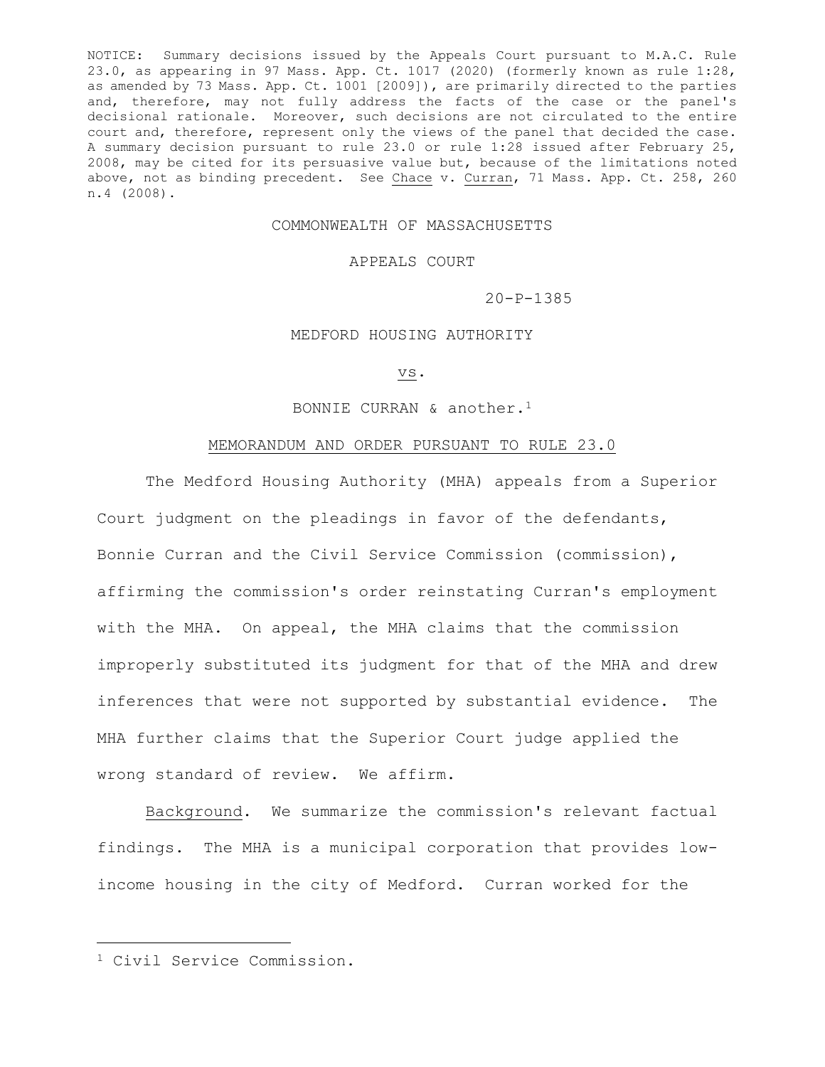NOTICE: Summary decisions issued by the Appeals Court pursuant to M.A.C. Rule 23.0, as appearing in 97 Mass. App. Ct. 1017 (2020) (formerly known as rule 1:28, as amended by 73 Mass. App. Ct. 1001 [2009]), are primarily directed to the parties and, therefore, may not fully address the facts of the case or the panel's decisional rationale. Moreover, such decisions are not circulated to the entire court and, therefore, represent only the views of the panel that decided the case. A summary decision pursuant to rule 23.0 or rule 1:28 issued after February 25, 2008, may be cited for its persuasive value but, because of the limitations noted above, not as binding precedent. See Chace v. Curran, 71 Mass. App. Ct. 258, 260 n.4 (2008).

COMMONWEALTH OF MASSACHUSETTS

APPEALS COURT

20-P-1385

MEDFORD HOUSING AUTHORITY

vs.

BONNIE CURRAN & another.[1]

MEMORANDUM AND ORDER PURSUANT TO RULE 23.0

The Medford Housing Authority (MHA) appeals from a Superior Court judgment on the pleadings in favor of the defendants, Bonnie Curran and the Civil Service Commission (commission), affirming the commission's order reinstating Curran's employment with the MHA. On appeal, the MHA claims that the commission improperly substituted its judgment for that of the MHA and drew inferences that were not supported by substantial evidence. The MHA further claims that the Superior Court judge applied the wrong standard of review. We affirm.

Background. We summarize the commission's relevant factual findings. The MHA is a municipal corporation that provides low-income housing in the city of Medford. Curran worked for the

[1] Civil Service Commission.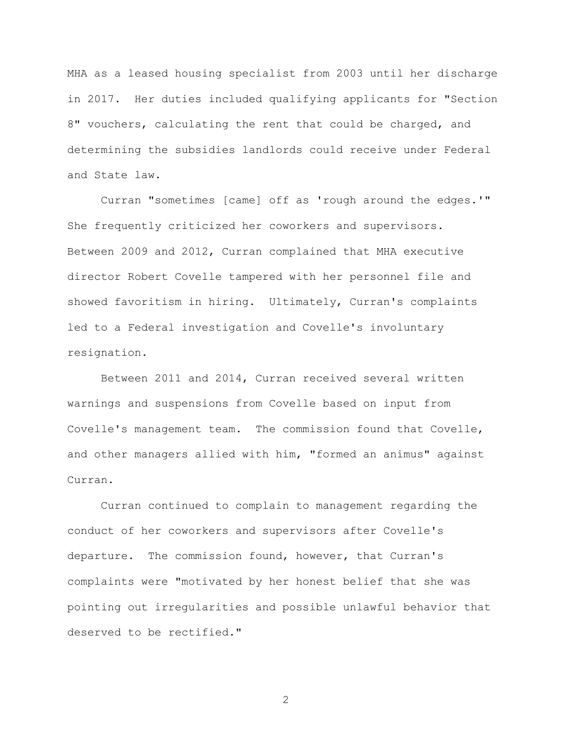MHA as a leased housing specialist from 2003 until her discharge in 2017. Her duties included qualifying applicants for "Section 8" vouchers, calculating the rent that could be charged, and determining the subsidies landlords could receive under Federal and State law.

Curran "sometimes [came] off as 'rough around the edges.'" She frequently criticized her coworkers and supervisors. Between 2009 and 2012, Curran complained that MHA executive director Robert Covelle tampered with her personnel file and showed favoritism in hiring. Ultimately, Curran's complaints led to a Federal investigation and Covelle's involuntary resignation.

Between 2011 and 2014, Curran received several written warnings and suspensions from Covelle based on input from Covelle's management team. The commission found that Covelle, and other managers allied with him, "formed an animus" against Curran.

Curran continued to complain to management regarding the conduct of her coworkers and supervisors after Covelle's departure. The commission found, however, that Curran's complaints were "motivated by her honest belief that she was pointing out irregularities and possible unlawful behavior that deserved to be rectified."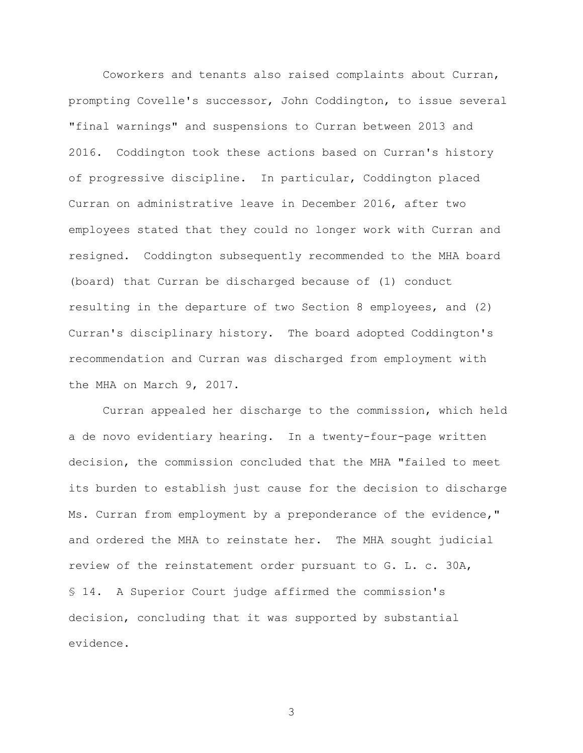Coworkers and tenants also raised complaints about Curran, prompting Covelle's successor, John Coddington, to issue several "final warnings" and suspensions to Curran between 2013 and 2016. Coddington took these actions based on Curran's history of progressive discipline. In particular, Coddington placed Curran on administrative leave in December 2016, after two employees stated that they could no longer work with Curran and resigned. Coddington subsequently recommended to the MHA board (board) that Curran be discharged because of (1) conduct resulting in the departure of two Section 8 employees, and (2) Curran's disciplinary history. The board adopted Coddington's recommendation and Curran was discharged from employment with the MHA on March 9, 2017.

Curran appealed her discharge to the commission, which held a de novo evidentiary hearing. In a twenty-four-page written decision, the commission concluded that the MHA "failed to meet its burden to establish just cause for the decision to discharge Ms. Curran from employment by a preponderance of the evidence," and ordered the MHA to reinstate her. The MHA sought judicial review of the reinstatement order pursuant to G. L. c. 30A, § 14. A Superior Court judge affirmed the commission's decision, concluding that it was supported by substantial evidence.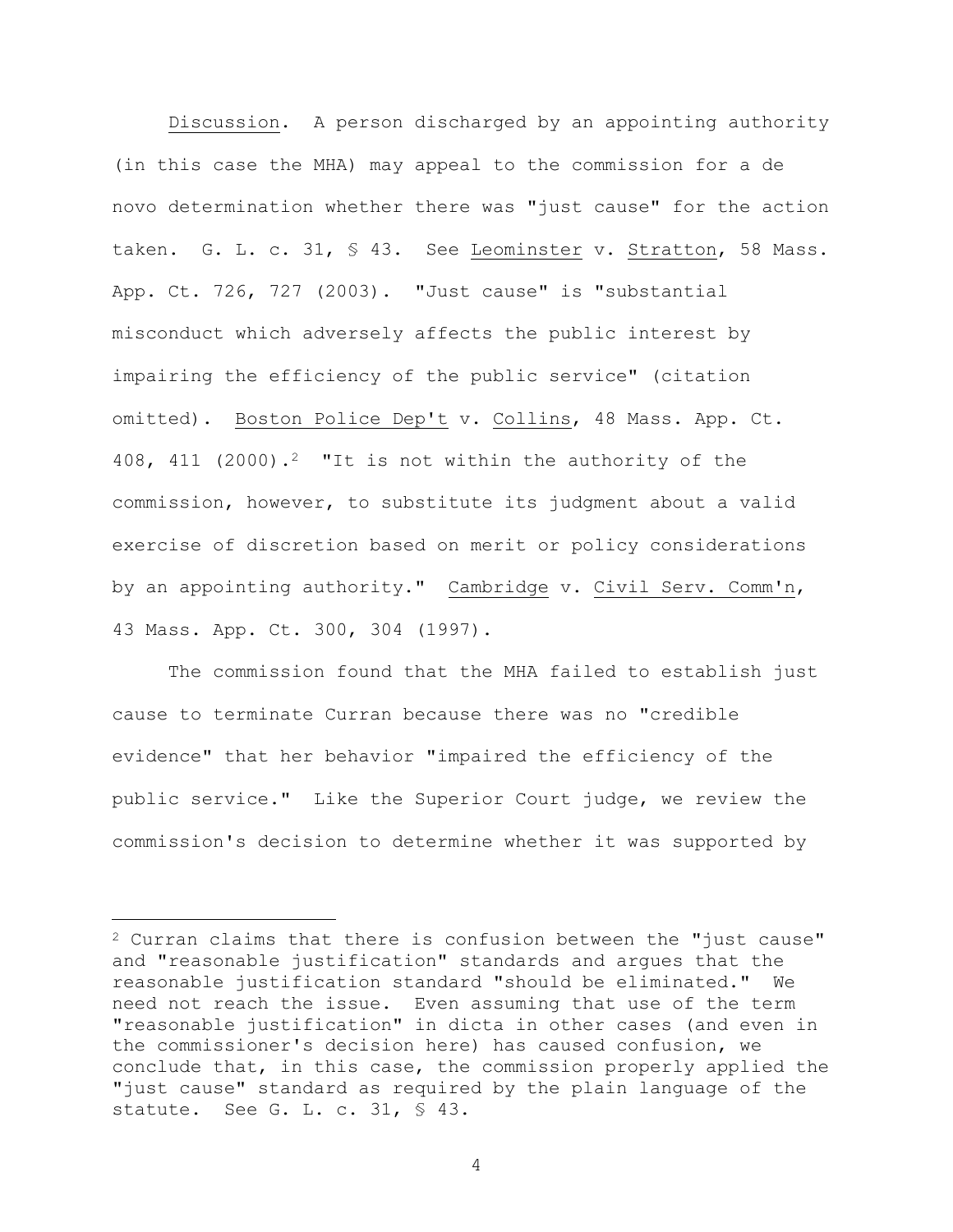Discussion. A person discharged by an appointing authority (in this case the MHA) may appeal to the commission for a de novo determination whether there was "just cause" for the action taken. G. L. c. 31, § 43. See Leominster v. Stratton, 58 Mass. App. Ct. 726, 727 (2003). "Just cause" is "substantial misconduct which adversely affects the public interest by impairing the efficiency of the public service" (citation omitted). Boston Police Dep't v. Collins, 48 Mass. App. Ct. 408, 411 (2000).[2] "It is not within the authority of the commission, however, to substitute its judgment about a valid exercise of discretion based on merit or policy considerations by an appointing authority." Cambridge v. Civil Serv. Comm'n, 43 Mass. App. Ct. 300, 304 (1997).

The commission found that the MHA failed to establish just cause to terminate Curran because there was no "credible evidence" that her behavior "impaired the efficiency of the public service." Like the Superior Court judge, we review the commission's decision to determine whether it was supported by

---

[2] Curran claims that there is confusion between the "just cause" and "reasonable justification" standards and argues that the reasonable justification standard "should be eliminated." We need not reach the issue. Even assuming that use of the term "reasonable justification" in dicta in other cases (and even in the commissioner's decision here) has caused confusion, we conclude that, in this case, the commission properly applied the "just cause" standard as required by the plain language of the statute. See G. L. c. 31, § 43.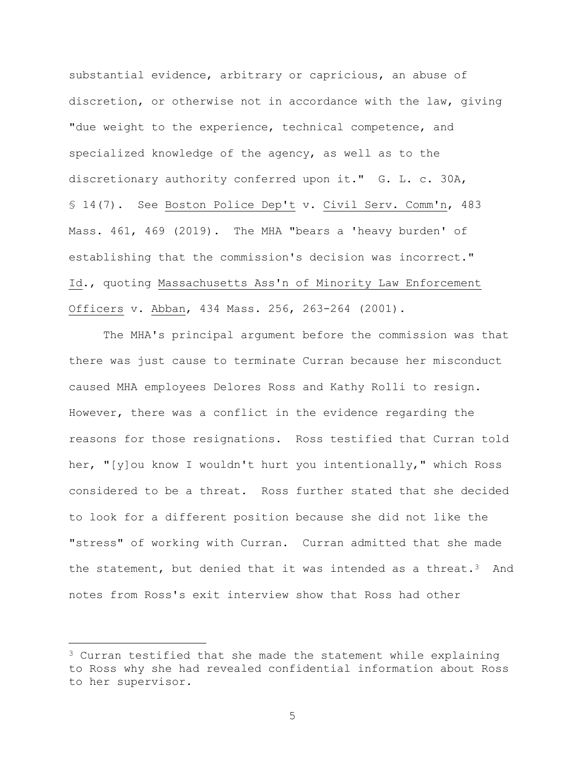substantial evidence, arbitrary or capricious, an abuse of discretion, or otherwise not in accordance with the law, giving "due weight to the experience, technical competence, and specialized knowledge of the agency, as well as to the discretionary authority conferred upon it." G. L. c. 30A, § 14(7). See Boston Police Dep't v. Civil Serv. Comm'n, 483 Mass. 461, 469 (2019). The MHA "bears a 'heavy burden' of establishing that the commission's decision was incorrect." Id., quoting Massachusetts Ass'n of Minority Law Enforcement Officers v. Abban, 434 Mass. 256, 263-264 (2001).

The MHA's principal argument before the commission was that there was just cause to terminate Curran because her misconduct caused MHA employees Delores Ross and Kathy Rolli to resign. However, there was a conflict in the evidence regarding the reasons for those resignations. Ross testified that Curran told her, "[y]ou know I wouldn't hurt you intentionally," which Ross considered to be a threat. Ross further stated that she decided to look for a different position because she did not like the "stress" of working with Curran. Curran admitted that she made the statement, but denied that it was intended as a threat.[3] And notes from Ross's exit interview show that Ross had other

[3] Curran testified that she made the statement while explaining to Ross why she had revealed confidential information about Ross to her supervisor.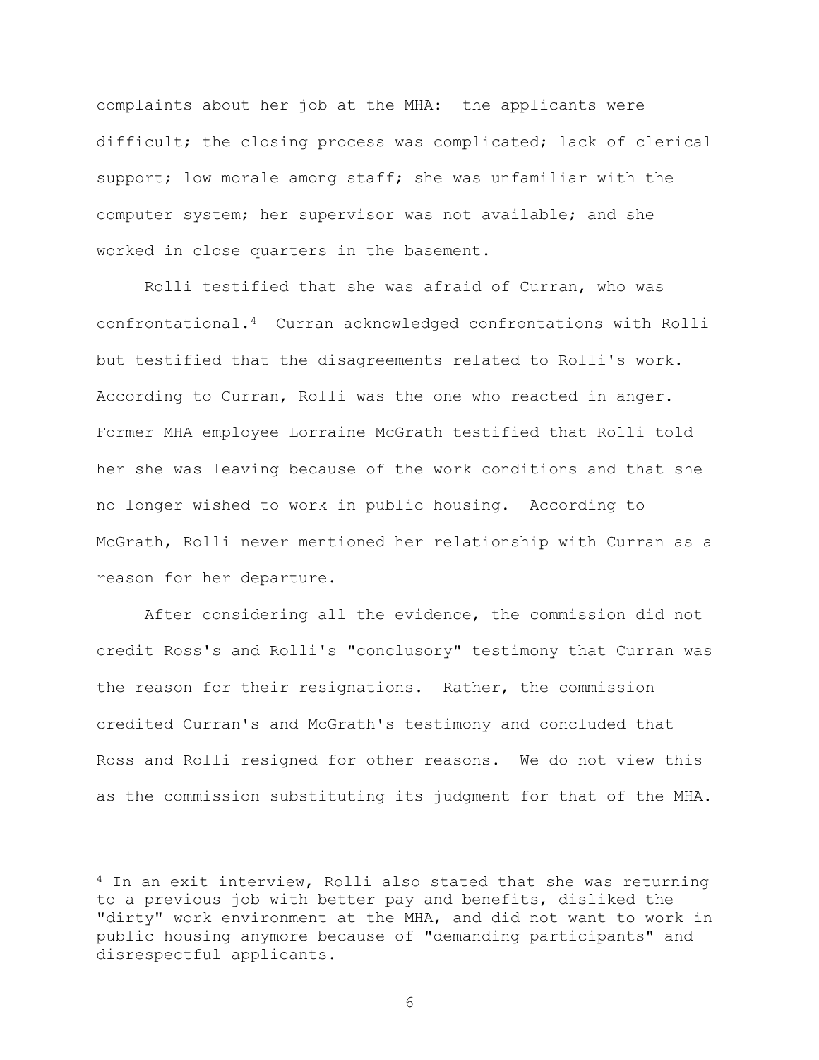complaints about her job at the MHA: the applicants were difficult; the closing process was complicated; lack of clerical support; low morale among staff; she was unfamiliar with the computer system; her supervisor was not available; and she worked in close quarters in the basement.

Rolli testified that she was afraid of Curran, who was confrontational.[4] Curran acknowledged confrontations with Rolli but testified that the disagreements related to Rolli's work. According to Curran, Rolli was the one who reacted in anger. Former MHA employee Lorraine McGrath testified that Rolli told her she was leaving because of the work conditions and that she no longer wished to work in public housing. According to McGrath, Rolli never mentioned her relationship with Curran as a reason for her departure.

After considering all the evidence, the commission did not credit Ross's and Rolli's "conclusory" testimony that Curran was the reason for their resignations. Rather, the commission credited Curran's and McGrath's testimony and concluded that Ross and Rolli resigned for other reasons. We do not view this as the commission substituting its judgment for that of the MHA.

---

[4] In an exit interview, Rolli also stated that she was returning to a previous job with better pay and benefits, disliked the "dirty" work environment at the MHA, and did not want to work in public housing anymore because of "demanding participants" and disrespectful applicants.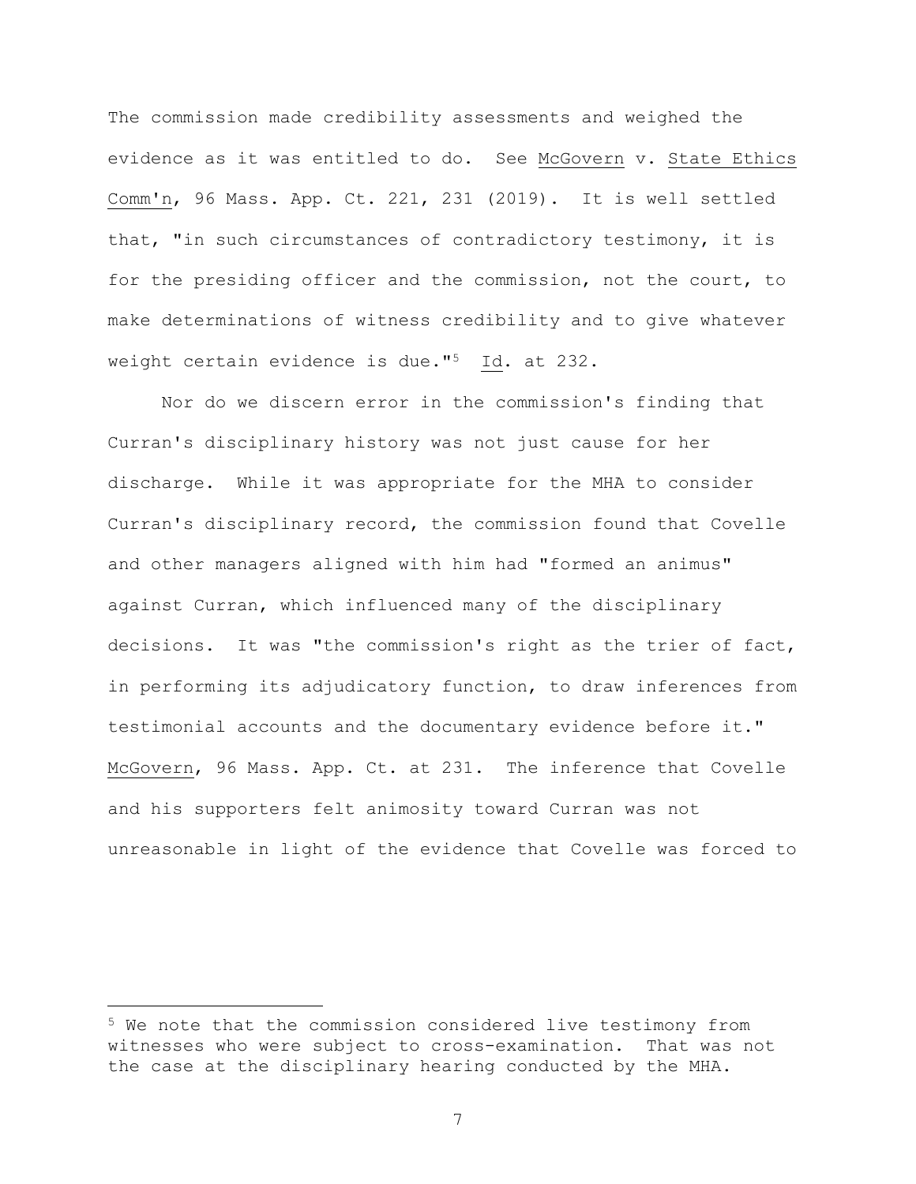The commission made credibility assessments and weighed the evidence as it was entitled to do. See McGovern v. State Ethics Comm'n, 96 Mass. App. Ct. 221, 231 (2019). It is well settled that, "in such circumstances of contradictory testimony, it is for the presiding officer and the commission, not the court, to make determinations of witness credibility and to give whatever weight certain evidence is due."[5] Id. at 232.

Nor do we discern error in the commission's finding that Curran's disciplinary history was not just cause for her discharge. While it was appropriate for the MHA to consider Curran's disciplinary record, the commission found that Covelle and other managers aligned with him had "formed an animus" against Curran, which influenced many of the disciplinary decisions. It was "the commission's right as the trier of fact, in performing its adjudicatory function, to draw inferences from testimonial accounts and the documentary evidence before it." McGovern, 96 Mass. App. Ct. at 231. The inference that Covelle and his supporters felt animosity toward Curran was not unreasonable in light of the evidence that Covelle was forced to

---

[5] We note that the commission considered live testimony from witnesses who were subject to cross-examination. That was not the case at the disciplinary hearing conducted by the MHA.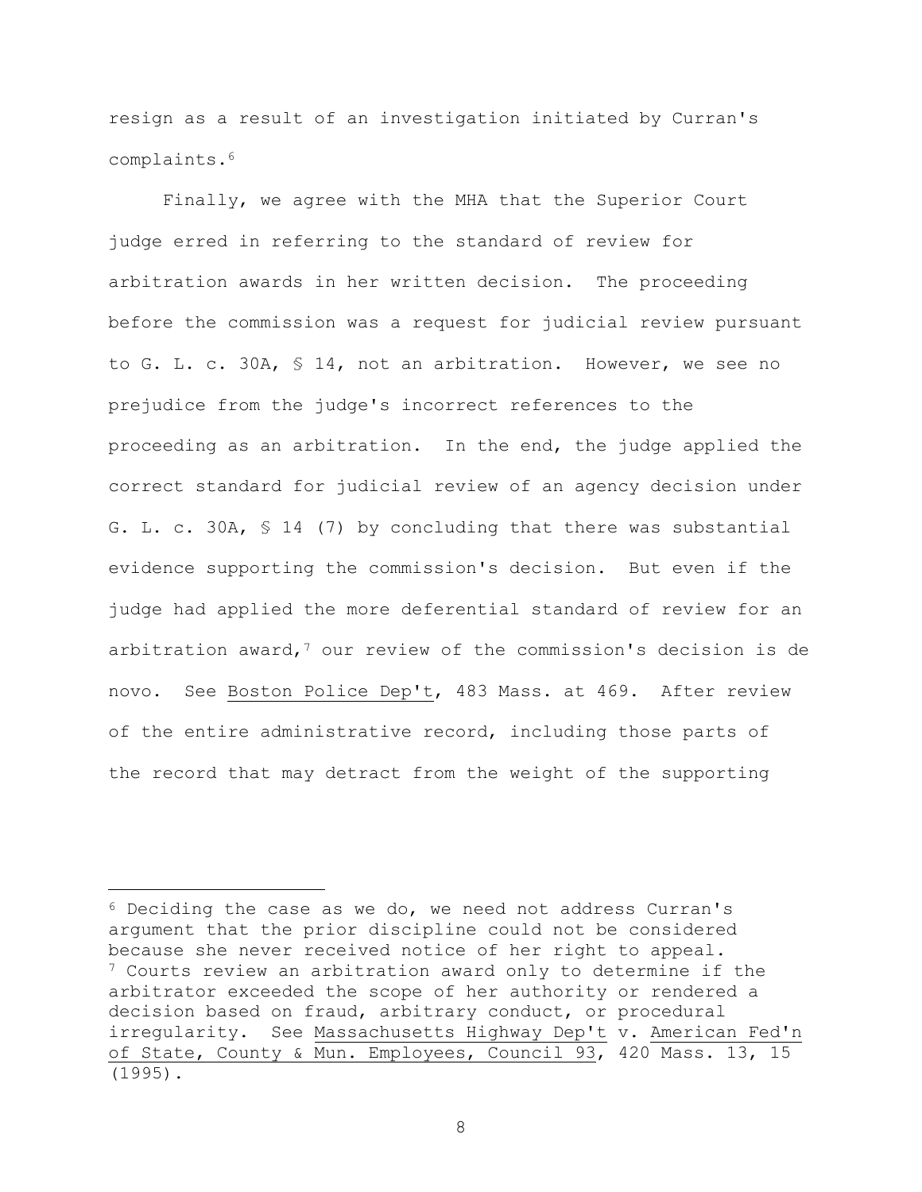resign as a result of an investigation initiated by Curran's complaints.[6]

Finally, we agree with the MHA that the Superior Court judge erred in referring to the standard of review for arbitration awards in her written decision. The proceeding before the commission was a request for judicial review pursuant to G. L. c. 30A, § 14, not an arbitration. However, we see no prejudice from the judge's incorrect references to the proceeding as an arbitration. In the end, the judge applied the correct standard for judicial review of an agency decision under G. L. c. 30A, § 14 (7) by concluding that there was substantial evidence supporting the commission's decision. But even if the judge had applied the more deferential standard of review for an arbitration award,[7] our review of the commission's decision is de novo. See Boston Police Dep't, 483 Mass. at 469. After review of the entire administrative record, including those parts of the record that may detract from the weight of the supporting

---

[6] Deciding the case as we do, we need not address Curran's argument that the prior discipline could not be considered because she never received notice of her right to appeal.

[7] Courts review an arbitration award only to determine if the arbitrator exceeded the scope of her authority or rendered a decision based on fraud, arbitrary conduct, or procedural irregularity. See Massachusetts Highway Dep't v. American Fed'n of State, County & Mun. Employees, Council 93, 420 Mass. 13, 15 (1995).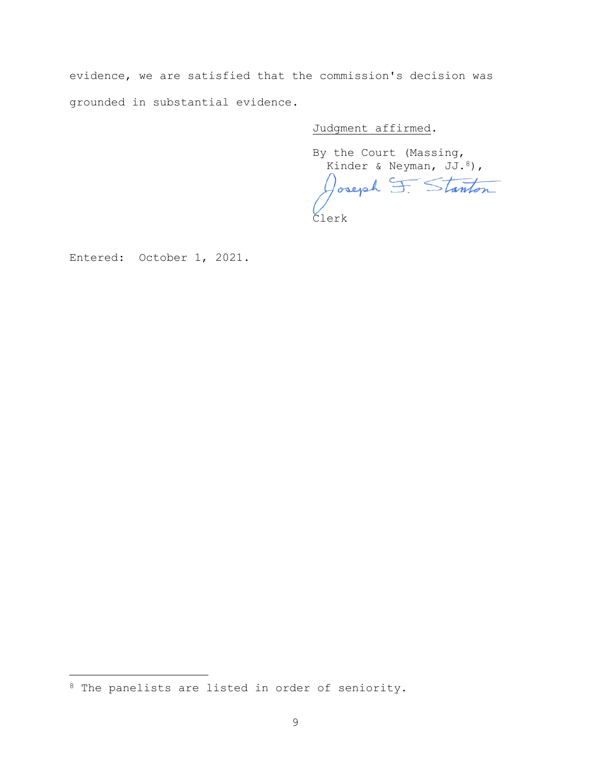evidence, we are satisfied that the commission's decision was grounded in substantial evidence.

Judgment affirmed.

By the Court (Massing, Kinder & Neyman, JJ.[8]),

Joseph F. Stanton

Clerk

Entered: October 1, 2021.

---

[8] The panelists are listed in order of seniority.